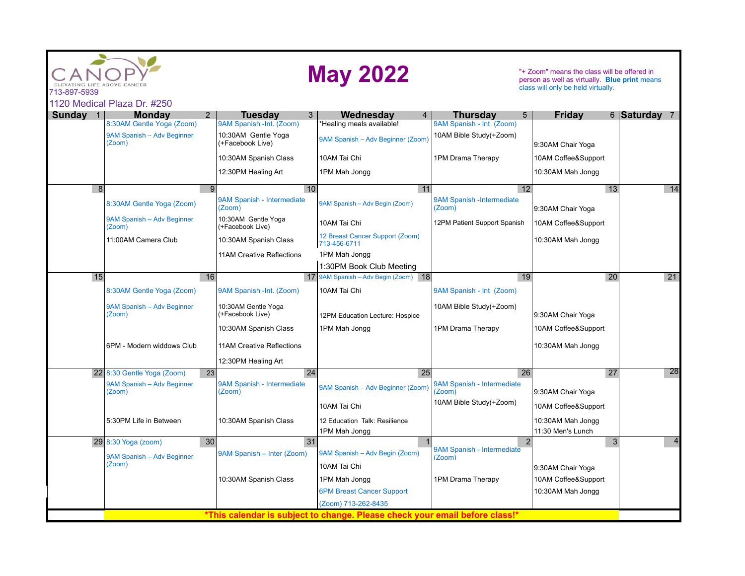CANOPY

ELEVATING LIFE ABOVE CANCER

713-897-5939

1120 Medical Plaza Dr. #250

# May 2022

"+ Zoom" means the class will be offered in person as well as virtually. **Blue print** means class will only be held virtually.

| Sunday | Monday | Tuesday | Wednesday | Thursday | Friday | Saturday |
|---|---|---|---|---|---|---|
| 1 | 2<br>8:30AM Gentle Yoga (Zoom)<br>9AM Spanish – Adv Beginner (Zoom) | 3<br>9AM Spanish -Int. (Zoom)<br>10:30AM Gentle Yoga (+Facebook Live)<br>10:30AM Spanish Class<br>12:30PM Healing Art | 4<br>*Healing meals available!<br>9AM Spanish – Adv Beginner (Zoom)<br>10AM Tai Chi<br>1PM Mah Jongg | 5<br>9AM Spanish - Int (Zoom)<br>10AM Bible Study(+Zoom)<br>1PM Drama Therapy | 6<br>9:30AM Chair Yoga<br>10AM Coffee&Support<br>10:30AM Mah Jongg | 7 |
| 8 | 9<br>8:30AM Gentle Yoga (Zoom)<br>9AM Spanish – Adv Beginner (Zoom)<br>11:00AM Camera Club | 10<br>9AM Spanish - Intermediate (Zoom)<br>10:30AM Gentle Yoga (+Facebook Live)<br>10:30AM Spanish Class<br>11AM Creative Reflections | 11<br>9AM Spanish – Adv Begin (Zoom)<br>10AM Tai Chi<br>12 Breast Cancer Support (Zoom) 713-456-6711<br>1PM Mah Jongg<br>1:30PM Book Club Meeting | 12<br>9AM Spanish -Intermediate (Zoom)<br>12PM Patient Support Spanish | 13<br>9:30AM Chair Yoga<br>10AM Coffee&Support<br>10:30AM Mah Jongg | 14 |
| 15 | 16<br>8:30AM Gentle Yoga (Zoom)<br>9AM Spanish – Adv Beginner (Zoom)<br>6PM - Modern widows Club | 17<br>9AM Spanish -Int. (Zoom)<br>10:30AM Gentle Yoga (+Facebook Live)<br>10:30AM Spanish Class<br>11AM Creative Reflections<br>12:30PM Healing Art | 18<br>9AM Spanish – Adv Begin (Zoom)<br>10AM Tai Chi<br>12PM Education Lecture: Hospice<br>1PM Mah Jongg | 19<br>9AM Spanish - Int (Zoom)<br>10AM Bible Study(+Zoom)<br>1PM Drama Therapy | 20<br>9:30AM Chair Yoga<br>10AM Coffee&Support<br>10:30AM Mah Jongg | 21 |
| 22 | 23<br>8:30 Gentle Yoga (Zoom)<br>9AM Spanish – Adv Beginner (Zoom)<br>5:30PM Life in Between | 24<br>9AM Spanish - Intermediate (Zoom)<br>10:30AM Spanish Class | 25<br>9AM Spanish – Adv Beginner (Zoom)<br>10AM Tai Chi<br>12 Education Talk: Resilience<br>1PM Mah Jongg | 26<br>9AM Spanish - Intermediate (Zoom)<br>10AM Bible Study(+Zoom) | 27<br>9:30AM Chair Yoga<br>10AM Coffee&Support<br>10:30AM Mah Jongg<br>11:30 Men's Lunch | 28 |
| 29 | 30<br>8:30 Yoga (zoom)<br>9AM Spanish – Adv Beginner (Zoom) | 31<br>9AM Spanish – Inter (Zoom)<br>10:30AM Spanish Class | 1<br>9AM Spanish – Adv Begin (Zoom)<br>10AM Tai Chi<br>1PM Mah Jongg<br>6PM Breast Cancer Support (Zoom) 713-262-8435 | 2<br>9AM Spanish - Intermediate (Zoom)<br>1PM Drama Therapy | 3<br>9:30AM Chair Yoga<br>10AM Coffee&Support<br>10:30AM Mah Jongg | 4 |

***This calendar is subject to change. Please check your email before class!***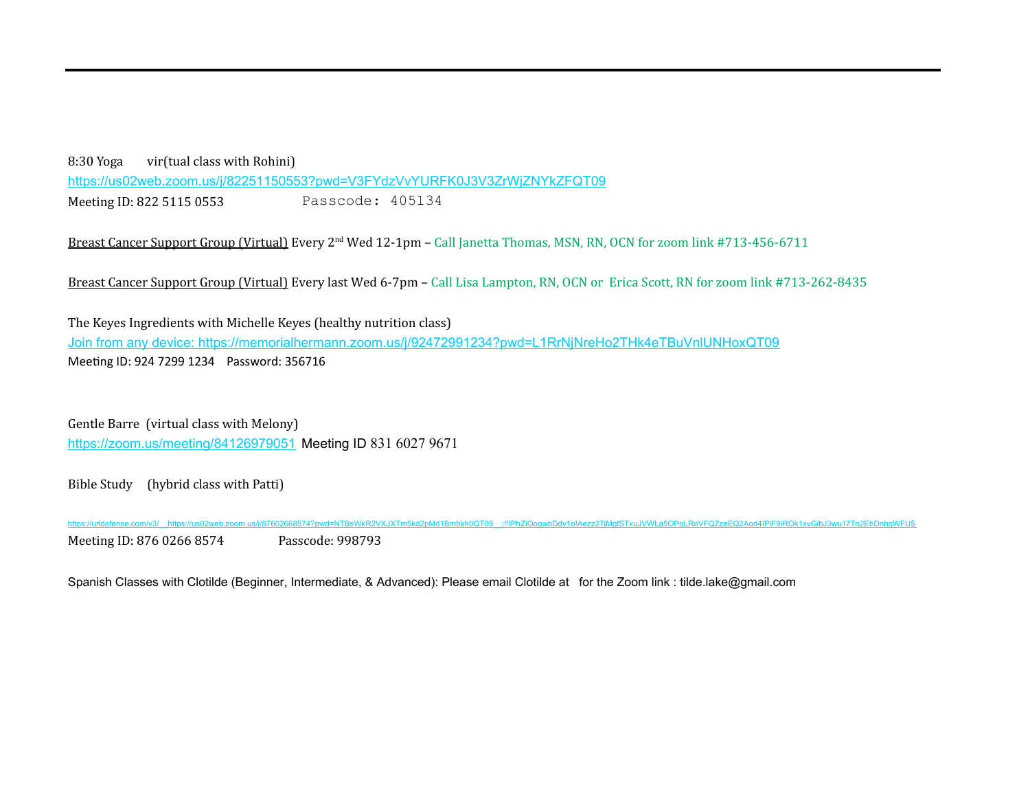---

8:30 Yoga vir(tual class with Rohini)

https://us02web.zoom.us/j/82251150553?pwd=V3FYdzVvYURFK0J3V3ZrWjZNYkZFQT09

Meeting ID: 822 5115 0553 Passcode: 405134

Breast Cancer Support Group (Virtual) Every 2nd Wed 12-1pm – Call Janetta Thomas, MSN, RN, OCN for zoom link #713-456-6711

Breast Cancer Support Group (Virtual) Every last Wed 6-7pm – Call Lisa Lampton, RN, OCN or Erica Scott, RN for zoom link #713-262-8435

The Keyes Ingredients with Michelle Keyes (healthy nutrition class)

Join from any device: https://memorialhermann.zoom.us/j/92472991234?pwd=L1RrNjNreHo2THk4eTBuVnlUNHoxQT09

Meeting ID: 924 7299 1234 Password: 356716

Gentle Barre (virtual class with Melony)

https://zoom.us/meeting/84126979051 Meeting ID 831 6027 9671

Bible Study (hybrid class with Patti)

https://urldefense.com/v3/__https://us02web.zoom.us/j/87602668574?pwd=NTBsWkR2VXJXTm5kd2pMd1Bmbkh0QT09__;!!IPhZIOogwbDdv1o!Aezz27jMgfSTxuJVWLa5OPqLRoVFQZzeEQ2Aod4IPlF9iROk1xvGibJ3wu17Tn2EbDnhgWFU$

Meeting ID: 876 0266 8574 Passcode: 998793

Spanish Classes with Clotilde (Beginner, Intermediate, & Advanced): Please email Clotilde at for the Zoom link : tilde.lake@gmail.com